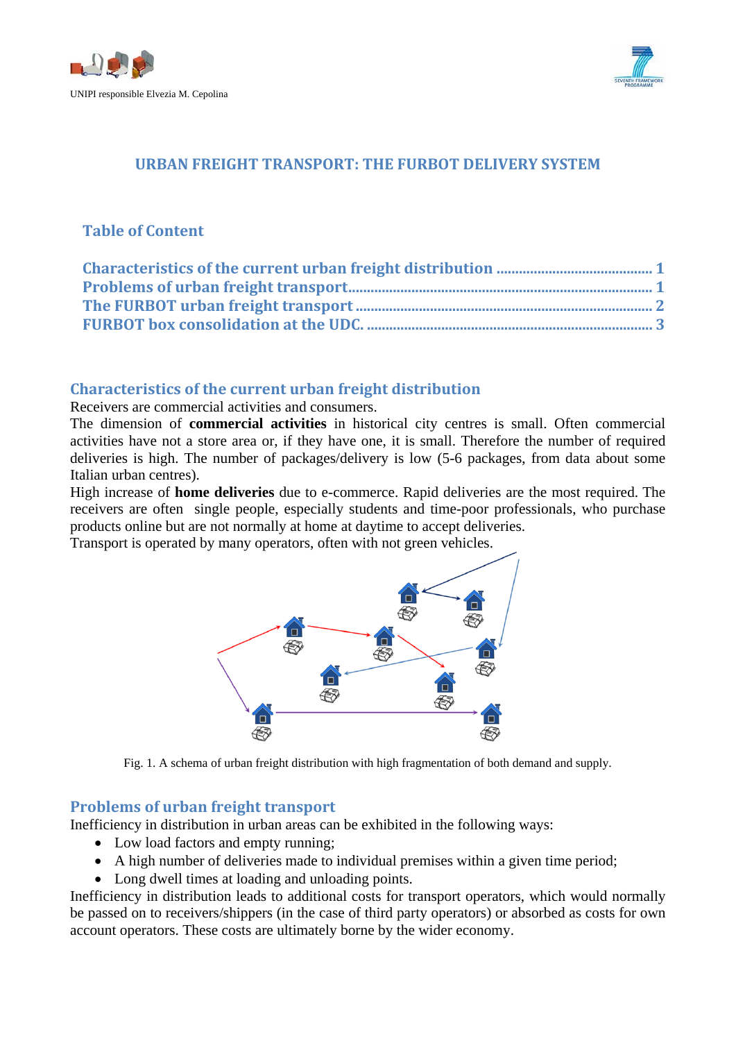UNIPI responsible Elvezia M. Cepolina

# URBAN FREIGHT TRANSPORT: THE FURBOT DELIVERY SYSTEM

## Table of Content

Characteristics of the current urban freight distribution ........................................ 1
Problems of urban freight transport............................................................................... 1
The FURBOT urban freight transport ............................................................................ 2
FURBOT box consolidation at the UDC. ........................................................................ 3

## Characteristics of the current urban freight distribution

Receivers are commercial activities and consumers.

The dimension of **commercial activities** in historical city centres is small. Often commercial activities have not a store area or, if they have one, it is small. Therefore the number of required deliveries is high. The number of packages/delivery is low (5-6 packages, from data about some Italian urban centres).

High increase of **home deliveries** due to e-commerce. Rapid deliveries are the most required. The receivers are often single people, especially students and time-poor professionals, who purchase products online but are not normally at home at daytime to accept deliveries.

Transport is operated by many operators, often with not green vehicles.

Fig. 1. A schema of urban freight distribution with high fragmentation of both demand and supply.

## Problems of urban freight transport

Inefficiency in distribution in urban areas can be exhibited in the following ways:

- Low load factors and empty running;
- A high number of deliveries made to individual premises within a given time period;
- Long dwell times at loading and unloading points.

Inefficiency in distribution leads to additional costs for transport operators, which would normally be passed on to receivers/shippers (in the case of third party operators) or absorbed as costs for own account operators. These costs are ultimately borne by the wider economy.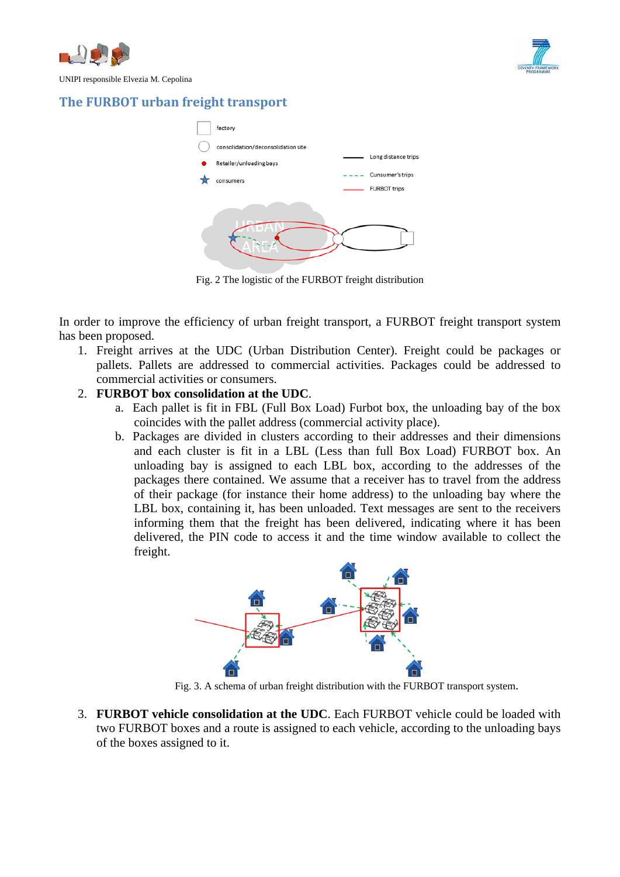## The FURBOT urban freight transport

Fig. 2 The logistic of the FURBOT freight distribution

In order to improve the efficiency of urban freight transport, a FURBOT freight transport system has been proposed.

1. Freight arrives at the UDC (Urban Distribution Center). Freight could be packages or pallets. Pallets are addressed to commercial activities. Packages could be addressed to commercial activities or consumers.
2. **FURBOT box consolidation at the UDC**.
   a. Each pallet is fit in FBL (Full Box Load) Furbot box, the unloading bay of the box coincides with the pallet address (commercial activity place).
   b. Packages are divided in clusters according to their addresses and their dimensions and each cluster is fit in a LBL (Less than full Box Load) FURBOT box. An unloading bay is assigned to each LBL box, according to the addresses of the packages there contained. We assume that a receiver has to travel from the address of their package (for instance their home address) to the unloading bay where the LBL box, containing it, has been unloaded. Text messages are sent to the receivers informing them that the freight has been delivered, indicating where it has been delivered, the PIN code to access it and the time window available to collect the freight.

Fig. 3. A schema of urban freight distribution with the FURBOT transport system.

3. **FURBOT vehicle consolidation at the UDC**. Each FURBOT vehicle could be loaded with two FURBOT boxes and a route is assigned to each vehicle, according to the unloading bays of the boxes assigned to it.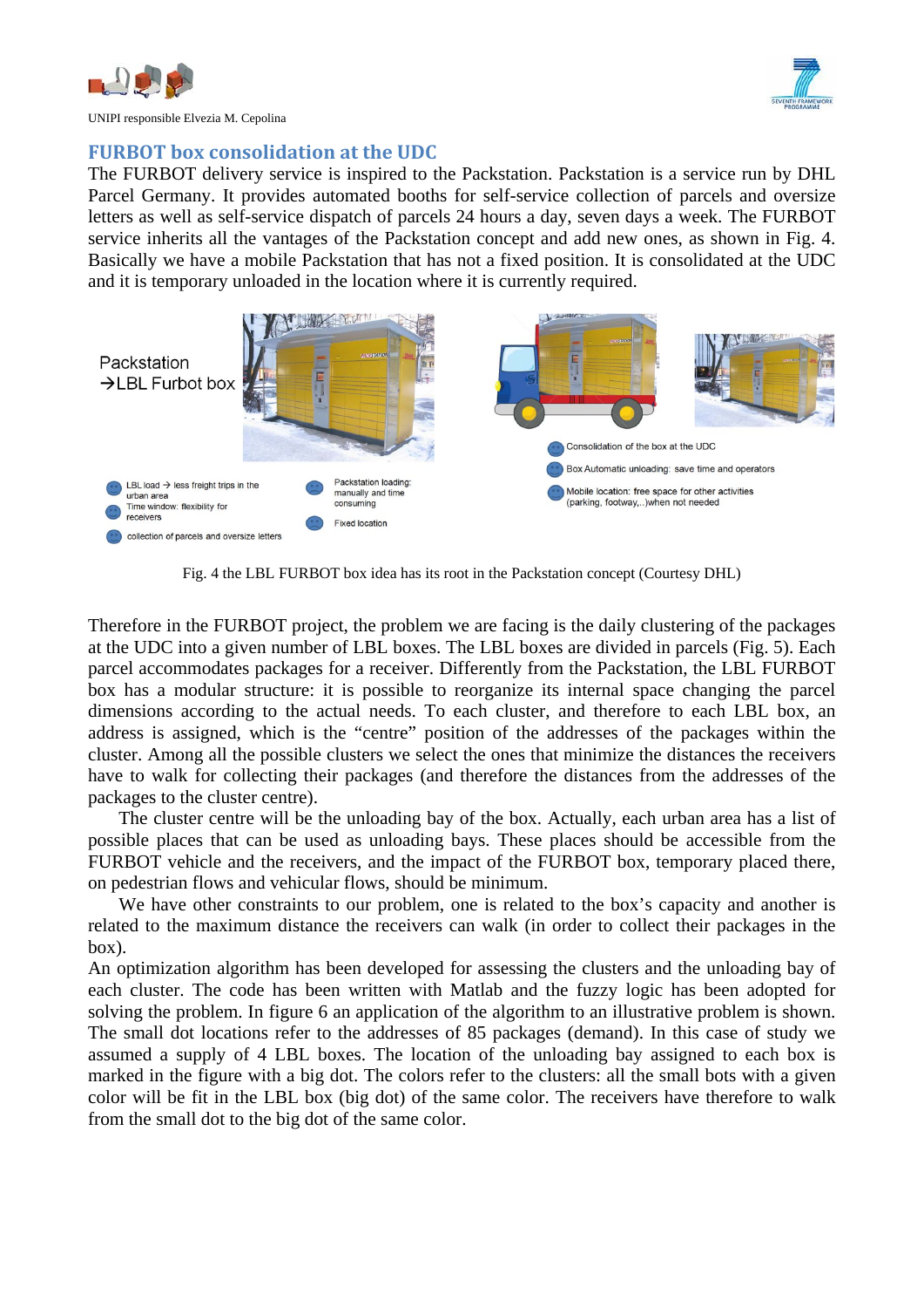## FURBOT box consolidation at the UDC

The FURBOT delivery service is inspired to the Packstation. Packstation is a service run by DHL Parcel Germany. It provides automated booths for self-service collection of parcels and oversize letters as well as self-service dispatch of parcels 24 hours a day, seven days a week. The FURBOT service inherits all the vantages of the Packstation concept and add new ones, as shown in Fig. 4. Basically we have a mobile Packstation that has not a fixed position. It is consolidated at the UDC and it is temporary unloaded in the location where it is currently required.

Packstation
→LBL Furbot box

LBL load → less freight trips in the urban area

Time window: flexibility for receivers

collection of parcels and oversize letters

Packstation loading: manually and time consuming

Fixed location

Consolidation of the box at the UDC

Box Automatic unloading: save time and operators

Mobile location: free space for other activities (parking, footway,..)when not needed

Fig. 4 the LBL FURBOT box idea has its root in the Packstation concept (Courtesy DHL)

Therefore in the FURBOT project, the problem we are facing is the daily clustering of the packages at the UDC into a given number of LBL boxes. The LBL boxes are divided in parcels (Fig. 5). Each parcel accommodates packages for a receiver. Differently from the Packstation, the LBL FURBOT box has a modular structure: it is possible to reorganize its internal space changing the parcel dimensions according to the actual needs. To each cluster, and therefore to each LBL box, an address is assigned, which is the "centre" position of the addresses of the packages within the cluster. Among all the possible clusters we select the ones that minimize the distances the receivers have to walk for collecting their packages (and therefore the distances from the addresses of the packages to the cluster centre).

The cluster centre will be the unloading bay of the box. Actually, each urban area has a list of possible places that can be used as unloading bays. These places should be accessible from the FURBOT vehicle and the receivers, and the impact of the FURBOT box, temporary placed there, on pedestrian flows and vehicular flows, should be minimum.

We have other constraints to our problem, one is related to the box's capacity and another is related to the maximum distance the receivers can walk (in order to collect their packages in the box).

An optimization algorithm has been developed for assessing the clusters and the unloading bay of each cluster. The code has been written with Matlab and the fuzzy logic has been adopted for solving the problem. In figure 6 an application of the algorithm to an illustrative problem is shown. The small dot locations refer to the addresses of 85 packages (demand). In this case of study we assumed a supply of 4 LBL boxes. The location of the unloading bay assigned to each box is marked in the figure with a big dot. The colors refer to the clusters: all the small bots with a given color will be fit in the LBL box (big dot) of the same color. The receivers have therefore to walk from the small dot to the big dot of the same color.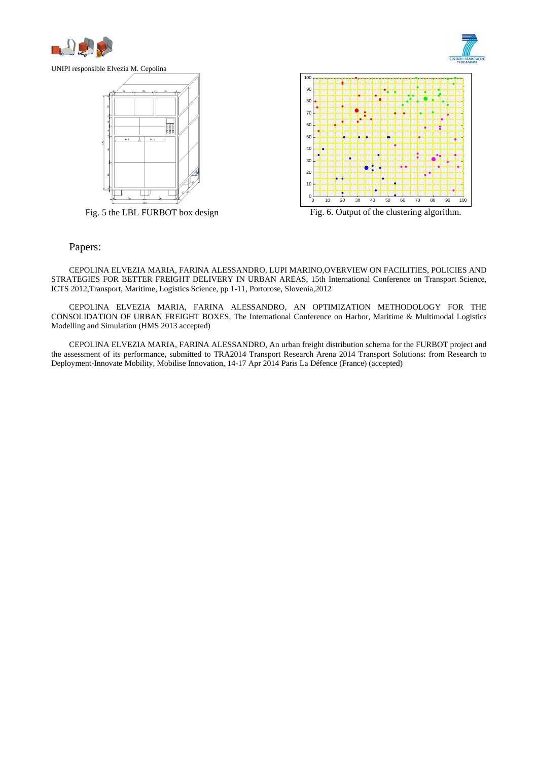UNIPI responsible Elvezia M. Cepolina

Fig. 5 the LBL FURBOT box design

Fig. 6. Output of the clustering algorithm.

## Papers:

CEPOLINA ELVEZIA MARIA, FARINA ALESSANDRO, LUPI MARINO,OVERVIEW ON FACILITIES, POLICIES AND STRATEGIES FOR BETTER FREIGHT DELIVERY IN URBAN AREAS, 15th International Conference on Transport Science, ICTS 2012,Transport, Maritime, Logistics Science, pp 1-11, Portorose, Slovenia,2012

CEPOLINA ELVEZIA MARIA, FARINA ALESSANDRO, AN OPTIMIZATION METHODOLOGY FOR THE CONSOLIDATION OF URBAN FREIGHT BOXES, The International Conference on Harbor, Maritime & Multimodal Logistics Modelling and Simulation (HMS 2013 accepted)

CEPOLINA ELVEZIA MARIA, FARINA ALESSANDRO, An urban freight distribution schema for the FURBOT project and the assessment of its performance, submitted to TRA2014 Transport Research Arena 2014 Transport Solutions: from Research to Deployment-Innovate Mobility, Mobilise Innovation, 14-17 Apr 2014 Paris La Défence (France) (accepted)